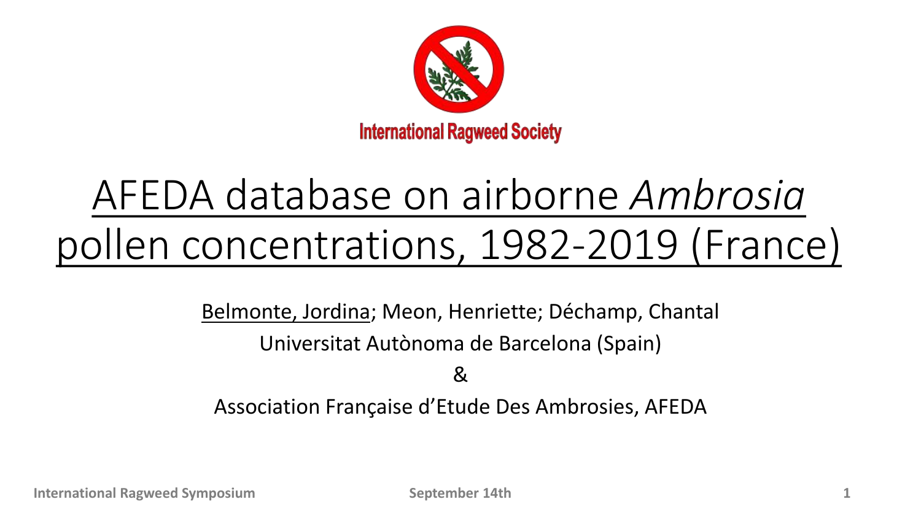International Ragweed Society

# AFEDA database on airborne *Ambrosia* pollen concentrations, 1982-2019 (France)

Belmonte, Jordina; Meon, Henriette; Déchamp, Chantal

Universitat Autònoma de Barcelona (Spain)

&

Association Française d'Etude Des Ambrosies, AFEDA

International Ragweed Symposium

September 14th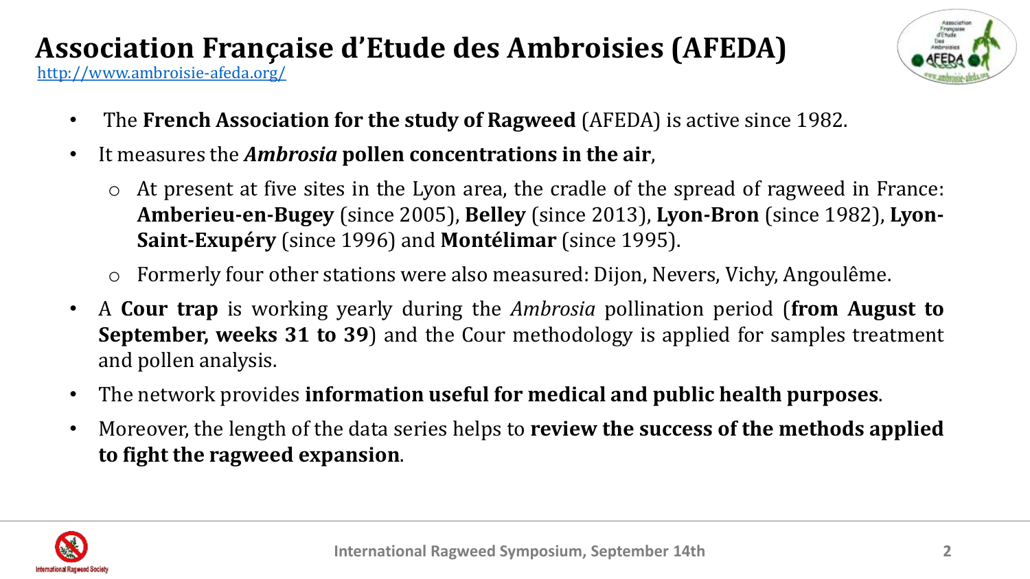# Association Française d'Etude des Ambroisies (AFEDA)

http://www.ambroisie-afeda.org/

- The **French Association for the study of Ragweed** (AFEDA) is active since 1982.
- It measures the ***Ambrosia* pollen concentrations in the air**,
  - At present at five sites in the Lyon area, the cradle of the spread of ragweed in France: **Amberieu-en-Bugey** (since 2005), **Belley** (since 2013), **Lyon-Bron** (since 1982), **Lyon-Saint-Exupéry** (since 1996) and **Montélimar** (since 1995).
  - Formerly four other stations were also measured: Dijon, Nevers, Vichy, Angoulême.
- A **Cour trap** is working yearly during the *Ambrosia* pollination period (**from August to September, weeks 31 to 39**) and the Cour methodology is applied for samples treatment and pollen analysis.
- The network provides **information useful for medical and public health purposes**.
- Moreover, the length of the data series helps to **review the success of the methods applied to fight the ragweed expansion**.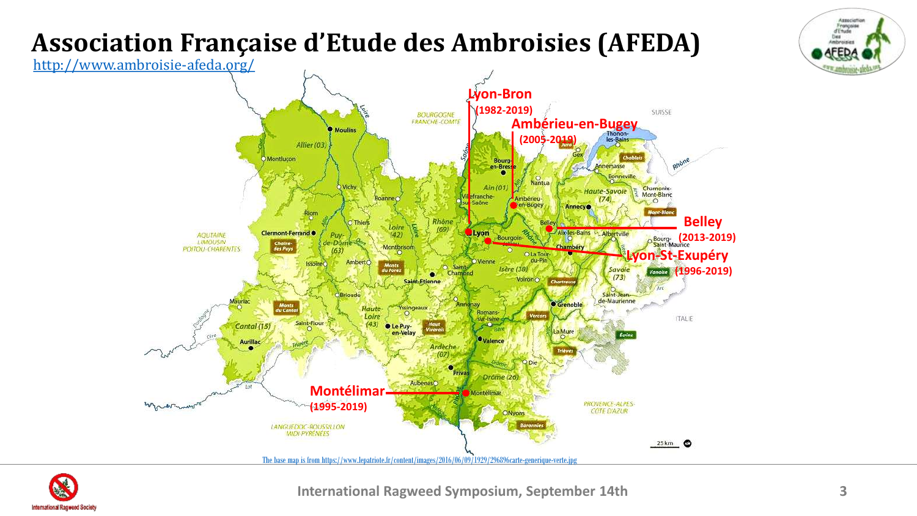# Association Française d'Etude des Ambroisies (AFEDA)

http://www.ambroisie-afeda.org/

**Lyon-Bron** (1982-2019)

**Ambérieu-en-Bugey** (2005-2019)

**Belley** (2013-2019)

**Lyon-St-Exupéry** (1996-2019)

**Montélimar** (1995-2019)

The base map is from https://www.lepatriote.fr/content/images/2016/06/09/1929/296896carte-generique-verte.jpg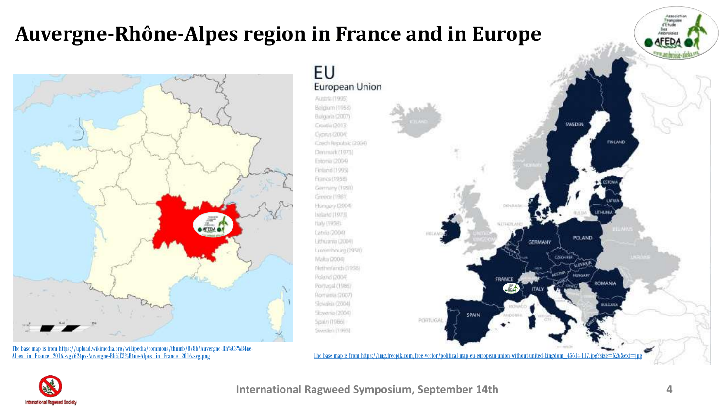# Auvergne-Rhône-Alpes region in France and in Europe

The base map is from https://upload.wikimedia.org/wikipedia/commons/thumb/8/8b/Auvergne-Rh%C3%B4ne-Alpes_in_France_2016.svg/624px-Auvergne-Rh%C3%B4ne-Alpes_in_France_2016.svg.png

**EU**
European Union

Austria (1995)
Belgium (1958)
Bulgaria (2007)
Croatia (2013)
Cyprus (2004)
Czech Republic (2004)
Denmark (1973)
Estonia (2004)
Finland (1995)
France (1958)
Germany (1958)
Greece (1981)
Hungary (2004)
Ireland (1973)
Italy (1958)
Latvia (2004)
Lithuania (2004)
Luxembourg (1958)
Malta (2004)
Netherlands (1958)
Poland (2004)
Portugal (1986)
Romania (2007)
Slovakia (2004)
Slovenia (2004)
Spain (1986)
Sweden (1995)

The base map is from https://img.freepik.com/free-vector/political-map-eu-european-union-without-united-kingdom_45614-117.jpg?size=626&ext=jpg

International Ragweed Symposium, September 14th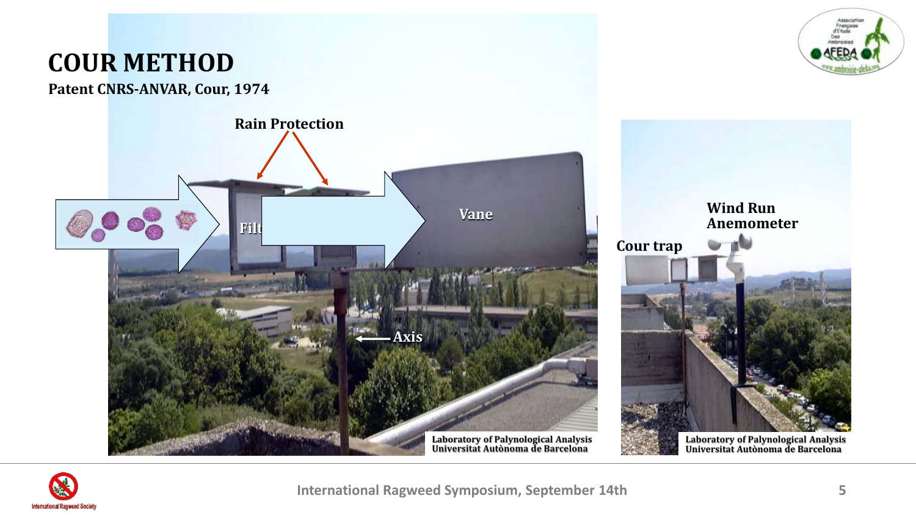# COUR METHOD

**Patent CNRS-ANVAR, Cour, 1974**

Rain Protection

Filt

Vane

Axis

Laboratory of Palynological Analysis
Universitat Autònoma de Barcelona

Wind Run Anemometer

Cour trap

Laboratory of Palynological Analysis
Universitat Autònoma de Barcelona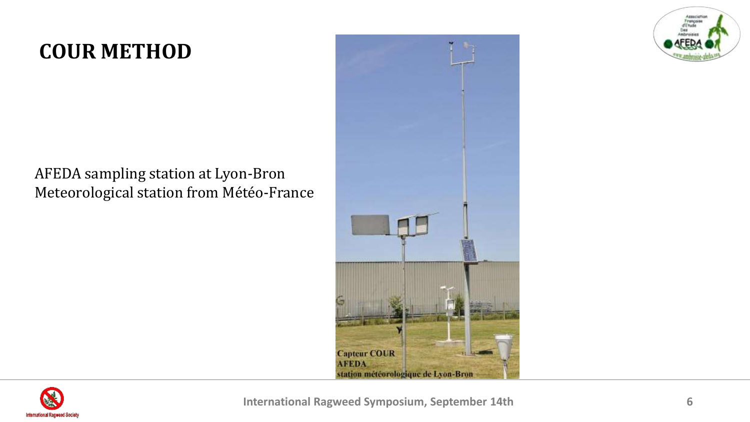# COUR METHOD

AFEDA sampling station at Lyon-Bron Meteorological station from Météo-France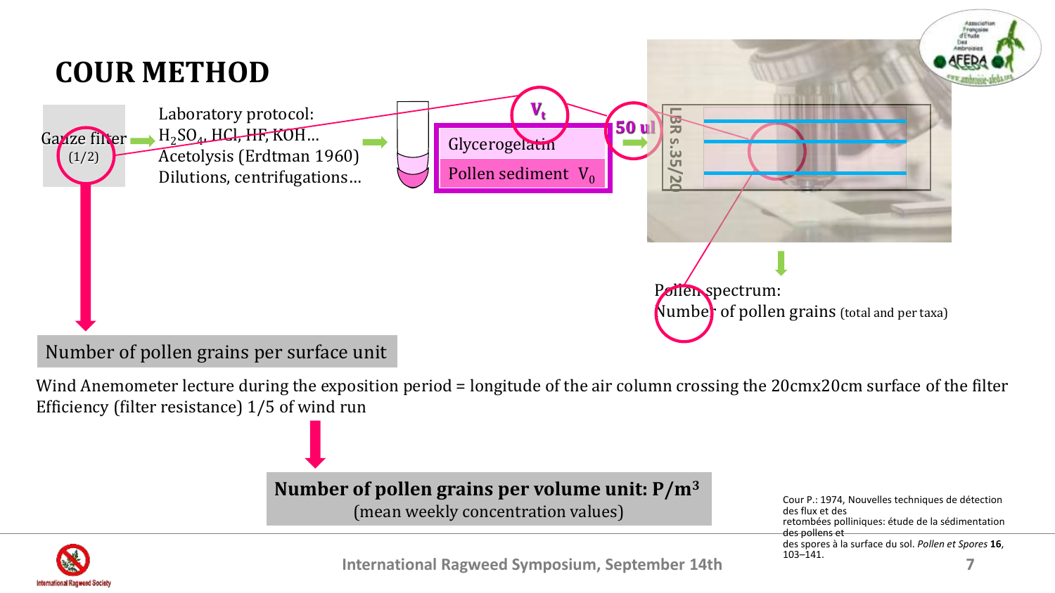# COUR METHOD

Gauze filter (1/2)

Laboratory protocol:
$H_2SO_4$, HCl, HF, KOH…
Acetolysis (Erdtman 1960)
Dilutions, centrifugations…

$V_t$

Glycerogelatin

Pollen sediment $V_0$

50 ul

LBR s.35/20

Pollen spectrum:
Number of pollen grains (total and per taxa)

Number of pollen grains per surface unit

Wind Anemometer lecture during the exposition period = longitude of the air column crossing the 20cmx20cm surface of the filter
Efficiency (filter resistance) 1/5 of wind run

**Number of pollen grains per volume unit: $P/m^3$**
(mean weekly concentration values)

Cour P.: 1974, Nouvelles techniques de détection des flux et des retombées polliniques: étude de la sédimentation des pollens et des spores à la surface du sol. *Pollen et Spores* **16**, 103–141.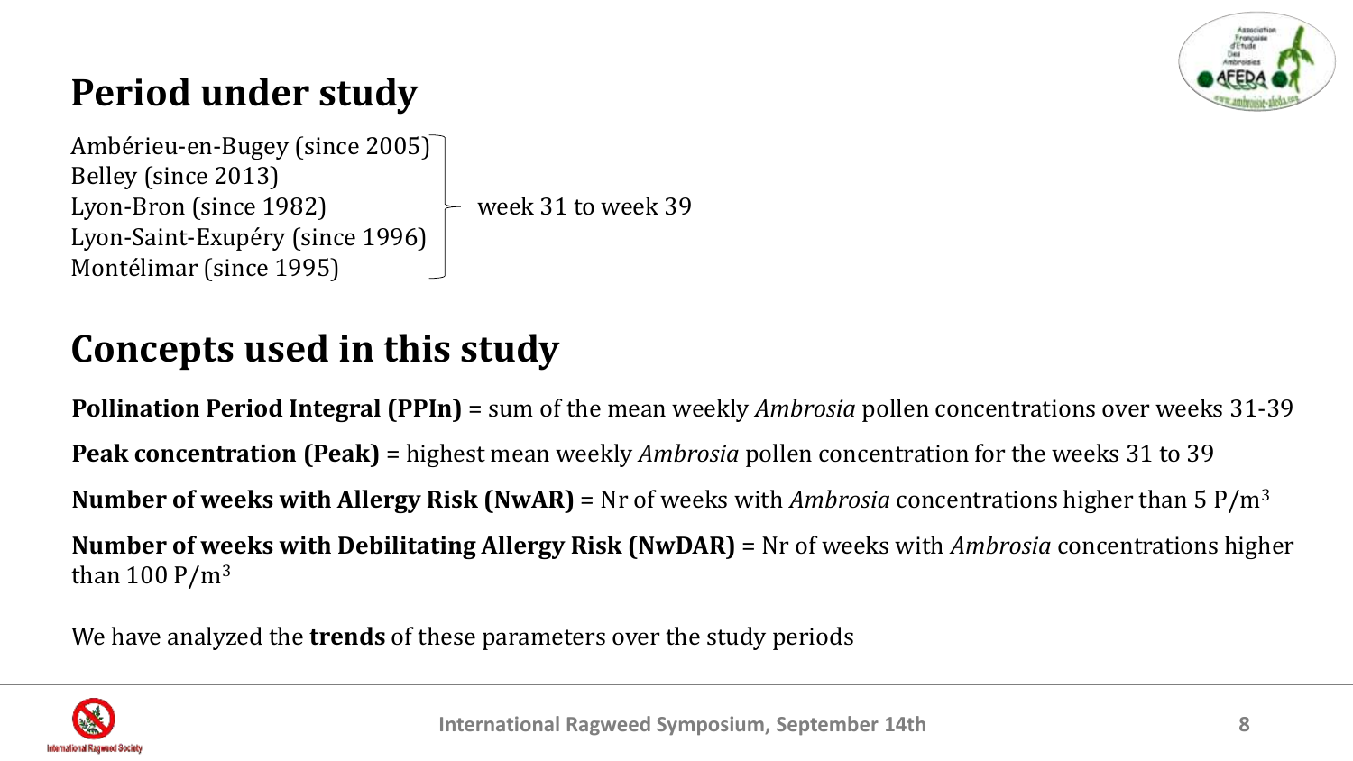## Period under study

Ambérieu-en-Bugey (since 2005)
Belley (since 2013)
Lyon-Bron (since 1982)
Lyon-Saint-Exupéry (since 1996)
Montélimar (since 1995)

→ week 31 to week 39

## Concepts used in this study

**Pollination Period Integral (PPIn)** = sum of the mean weekly *Ambrosia* pollen concentrations over weeks 31-39

**Peak concentration (Peak)** = highest mean weekly *Ambrosia* pollen concentration for the weeks 31 to 39

**Number of weeks with Allergy Risk (NwAR)** = Nr of weeks with *Ambrosia* concentrations higher than 5 $P/m^3$

**Number of weeks with Debilitating Allergy Risk (NwDAR)** = Nr of weeks with *Ambrosia* concentrations higher than 100 $P/m^3$

We have analyzed the **trends** of these parameters over the study periods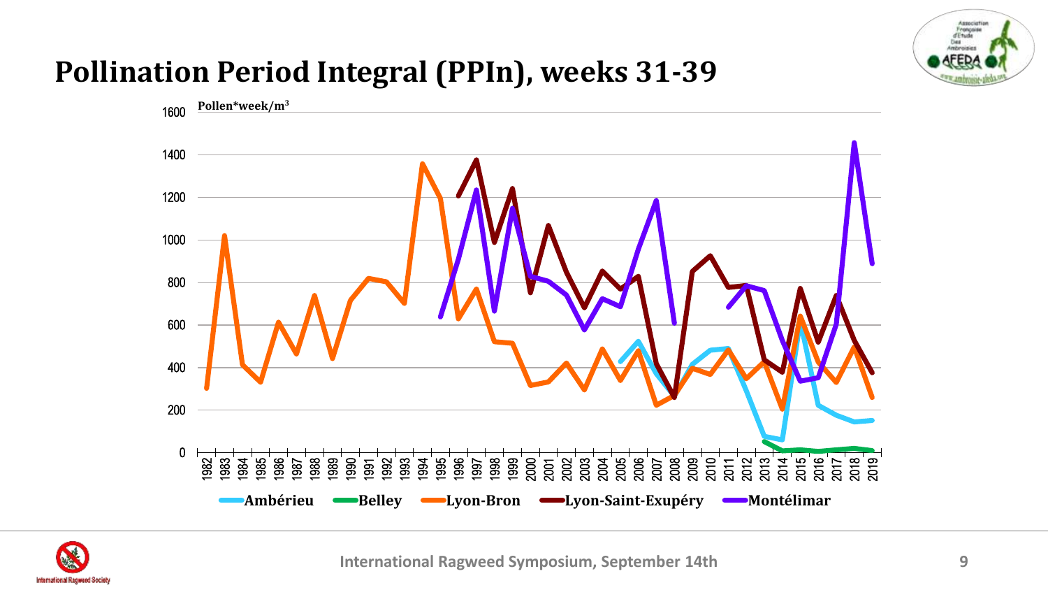# Pollination Period Integral (PPIn), weeks 31-39

Pollen*week/m³

Ambérieu | Belley | Lyon-Bron | Lyon-Saint-Exupéry | Montélimar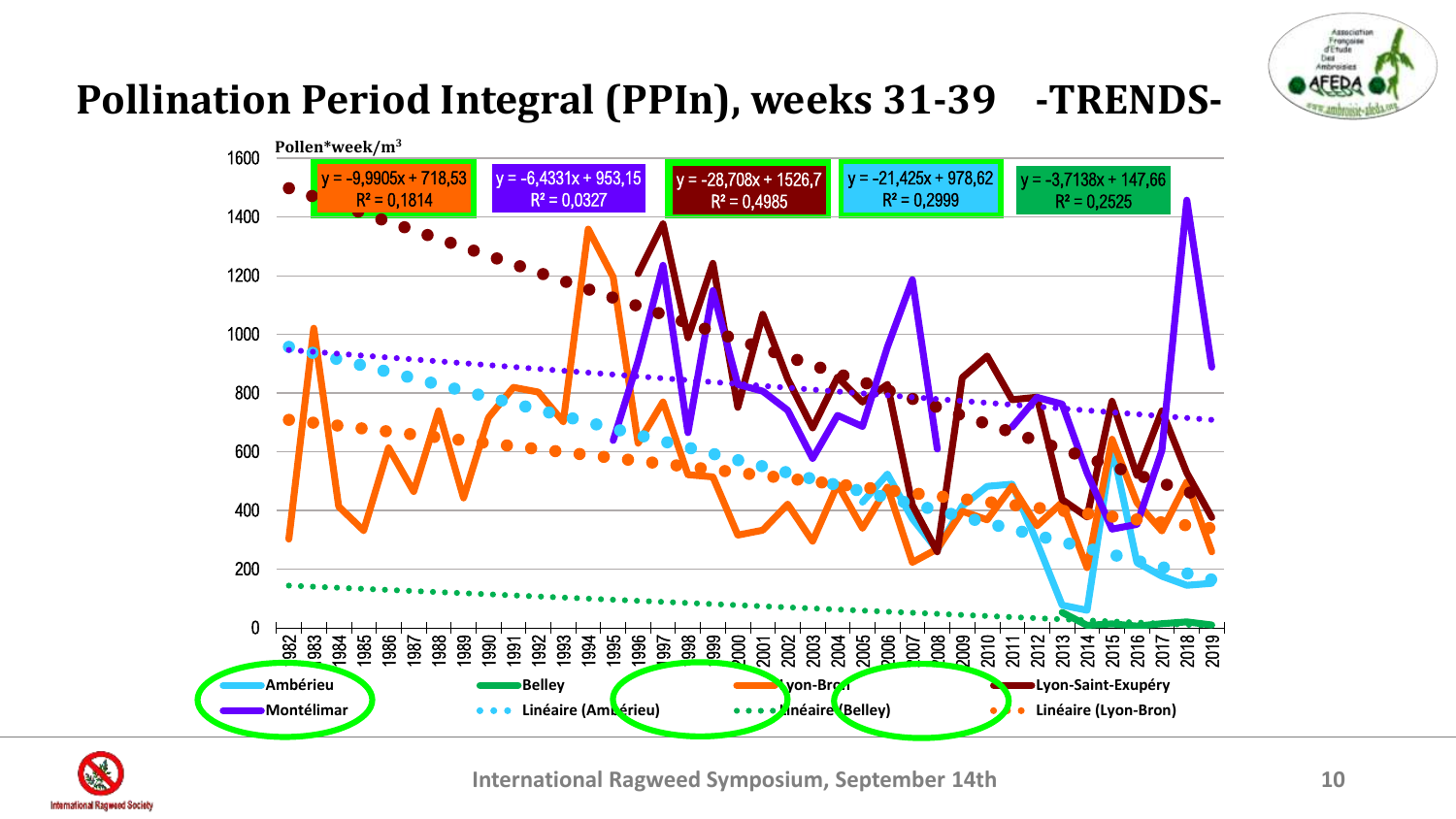# Pollination Period Integral (PPIn), weeks 31-39 -TRENDS-

Pollen*week/m³

| Series | Trend equation | $R^2$ |
|---|---|---|
| Lyon-Bron | y = -9,9905x + 718,53 | $R^2$ = 0,1814 |
| Montélimar | y = -6,4331x + 953,15 | $R^2$ = 0,0327 |
| Lyon-Saint-Exupéry | y = -28,708x + 1526,7 | $R^2$ = 0,4985 |
| Ambérieu | y = -21,425x + 978,62 | $R^2$ = 0,2999 |
| Belley | y = -3,7138x + 147,66 | $R^2$ = 0,2525 |

Legend: Ambérieu, Belley, Lyon-Bron, Lyon-Saint-Exupéry, Montélimar, Linéaire (Ambérieu), Linéaire (Belley), Linéaire (Lyon-Bron)

Years: 1982–2019

International Ragweed Symposium, September 14th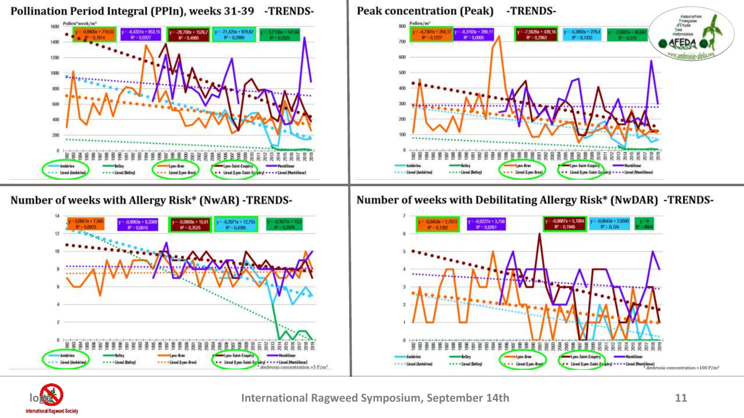## Pollination Period Integral (PPIn), weeks 31-39 -TRENDS-

Pollen*week/m³

| | | | | |
|---|---|---|---|---|
| y = -9,0905x + 718,53, $R^2$ = 0,1014 | y = -6,4331x + 953,15, $R^2$ = 0,0327 | y = -28,708x + 1526,7, $R^2$ = 0,4985 | y = -21,425x + 978,62, $R^2$ = 0,2999 | y = -3,7138x + 147,66, $R^2$ = 0,2525 |

Ambérieu · Linéal (Ambérieu) · Belley · Linéal (Belley) · Lyon-Bron · Linéal (Lyon-Bron) · Lyon-Saint-Exupéry · Linéal (Lyon-Saint-Exupéry) · Montélimar · Linéal (Montélimar)

## Peak concentration (Peak) -TRENDS-

Pollen/m³

| | | | | |
|---|---|---|---|---|
| y = -4,7301x + 294,17, $R^2$ = 0,1227 | y = -0,3193x + 289,11, $R^2$ = 0,0005 | y = -7,5626x + 439,16, $R^2$ = 0,2963 | y = -5,3893x + 279,4, $R^2$ = 0,1332 | y = -2,0691x + 80,667, $R^2$ = 0,276 |

Ambérieu · Linéal (Ambérieu) · Belley · Linéal (Belley) · Lyon-Bron · Linéal (Lyon-Bron) · Lyon-Saint-Exupéry · Linéal (Lyon-Saint-Exupéry) · Montélimar · Linéal (Montélimar)

## Number of weeks with Allergy Risk* (NwAR) -TRENDS-

| | | | | |
|---|---|---|---|---|
| y = 0,0051x + 7,505, $R^2$ = 0,0023 | y = -0,0063x + 8,3369, $R^2$ = 0,0015 | y = -0,0809x + 10,81, $R^2$ = 0,3525 | y = -0,2071x + 12,755, $R^2$ = 0,4395 | y = -0,3571x + 13,5, $R^2$ = 0,2976 |

Ambérieu · Linéal (Ambérieu) · Belley · Linéal (Belley) · Lyon-Bron · Linéal (Lyon-Bron) · Lyon-Saint-Exupéry · Linéal (Lyon-Saint-Exupéry) · Montélimar · Linéal (Montélimar)

\* *Ambrosia* concentration >5 P/m³

## Number of weeks with Debilitating Allergy Risk* (NwDAR) -TRENDS-

| | | | | |
|---|---|---|---|---|
| y = -0,0454x + 2,7013, $R^2$ = 0,1302 | y = -0,0227x + 3,758, $R^2$ = 0,0261 | y = -0,0887x + 5,1004, $R^2$ = 0,1946 | y = -0,0643x + 2,6595, $R^2$ = 0,124 | y = 0, $R^2$ = #N/A |

Ambérieu · Linéal (Ambérieu) · Belley · Linéal (Belley) · Lyon-Bron · Linéal (Lyon-Bron) · Lyon-Saint-Exupéry · Linéal (Lyon-Saint-Exupéry) · Montélimar · Linéal (Montélimar)

\* *Ambrosia* concentration >100 P/m³

International Ragweed Symposium, September 14th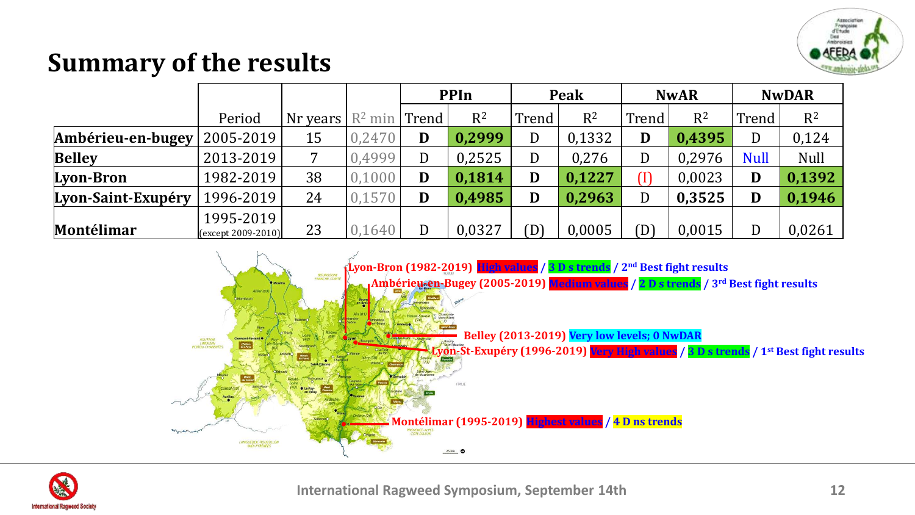# Summary of the results

| | Period | Nr years | $R^2$ min | PPIn | | Peak | | NwAR | | NwDAR | |
|---|---|---|---|---|---|---|---|---|---|---|---|
| | | | | Trend | $R^2$ | Trend | $R^2$ | Trend | $R^2$ | Trend | $R^2$ |
| **Ambérieu-en-bugey** | 2005-2019 | 15 | 0,2470 | **D** | **0,2999** | D | 0,1332 | **D** | **0,4395** | D | 0,124 |
| **Belley** | 2013-2019 | 7 | 0,4999 | D | 0,2525 | D | 0,276 | D | 0,2976 | Null | Null |
| **Lyon-Bron** | 1982-2019 | 38 | 0,1000 | **D** | **0,1814** | **D** | **0,1227** | (I) | 0,0023 | **D** | **0,1392** |
| **Lyon-Saint-Exupéry** | 1996-2019 | 24 | 0,1570 | **D** | **0,4985** | **D** | **0,2963** | D | **0,3525** | **D** | **0,1946** |
| **Montélimar** | 1995-2019 (except 2009-2010) | 23 | 0,1640 | D | 0,0327 | (D) | 0,0005 | (D) | 0,0015 | D | 0,0261 |

**Lyon-Bron (1982-2019)** High values / 3 D s trends / 2nd Best fight results

**Ambérieu-en-Bugey (2005-2019)** Medium values / 2 D s trends / 3rd Best fight results

**Belley (2013-2019)** Very low levels; 0 NwDAR

**Lyon-St-Exupéry (1996-2019)** Very High values / 3 D s trends / 1st Best fight results

**Montélimar (1995-2019)** Highest values / 4 D ns trends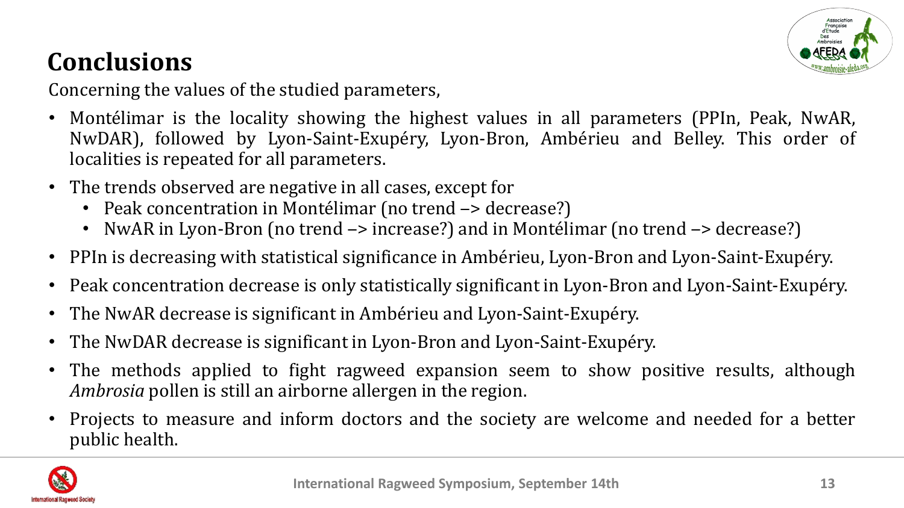## Conclusions

Concerning the values of the studied parameters,

- Montélimar is the locality showing the highest values in all parameters (PPIn, Peak, NwAR, NwDAR), followed by Lyon-Saint-Exupéry, Lyon-Bron, Ambérieu and Belley. This order of localities is repeated for all parameters.
- The trends observed are negative in all cases, except for
  - Peak concentration in Montélimar (no trend –> decrease?)
  - NwAR in Lyon-Bron (no trend –> increase?) and in Montélimar (no trend –> decrease?)
- PPIn is decreasing with statistical significance in Ambérieu, Lyon-Bron and Lyon-Saint-Exupéry.
- Peak concentration decrease is only statistically significant in Lyon-Bron and Lyon-Saint-Exupéry.
- The NwAR decrease is significant in Ambérieu and Lyon-Saint-Exupéry.
- The NwDAR decrease is significant in Lyon-Bron and Lyon-Saint-Exupéry.
- The methods applied to fight ragweed expansion seem to show positive results, although *Ambrosia* pollen is still an airborne allergen in the region.
- Projects to measure and inform doctors and the society are welcome and needed for a better public health.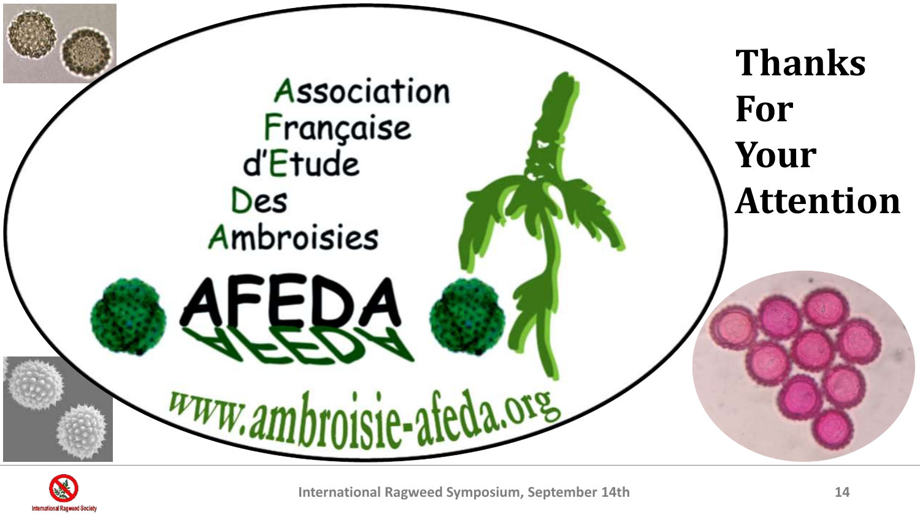Association
Française
d'Etude
Des
Ambroisies

AFEDA

www.ambroisie-afeda.org

# Thanks For Your Attention